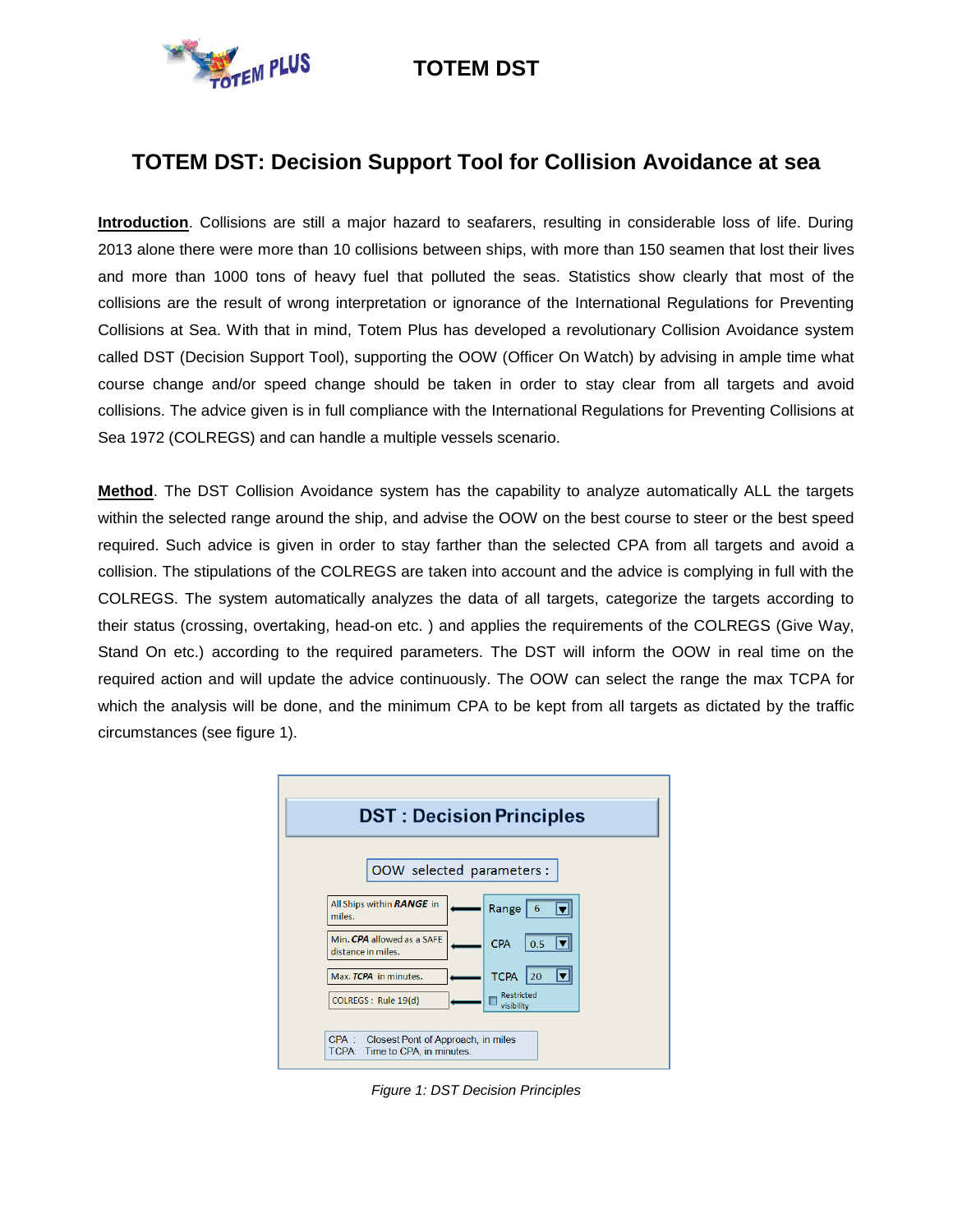# TOTEM DST: Decision Support Tool for Collision Avoidance at sea

**Introduction**. Collisions are still a major hazard to seafarers, resulting in considerable loss of life. During 2013 alone there were more than 10 collisions between ships, with more than 150 seamen that lost their lives and more than 1000 tons of heavy fuel that polluted the seas. Statistics show clearly that most of the collisions are the result of wrong interpretation or ignorance of the International Regulations for Preventing Collisions at Sea. With that in mind, Totem Plus has developed a revolutionary Collision Avoidance system called DST (Decision Support Tool), supporting the OOW (Officer On Watch) by advising in ample time what course change and/or speed change should be taken in order to stay clear from all targets and avoid collisions. The advice given is in full compliance with the International Regulations for Preventing Collisions at Sea 1972 (COLREGS) and can handle a multiple vessels scenario.

**Method**. The DST Collision Avoidance system has the capability to analyze automatically ALL the targets within the selected range around the ship, and advise the OOW on the best course to steer or the best speed required. Such advice is given in order to stay farther than the selected CPA from all targets and avoid a collision. The stipulations of the COLREGS are taken into account and the advice is complying in full with the COLREGS. The system automatically analyzes the data of all targets, categorize the targets according to their status (crossing, overtaking, head-on etc. ) and applies the requirements of the COLREGS (Give Way, Stand On etc.) according to the required parameters. The DST will inform the OOW in real time on the required action and will update the advice continuously. The OOW can select the range the max TCPA for which the analysis will be done, and the minimum CPA to be kept from all targets as dictated by the traffic circumstances (see figure 1).

**DST : Decision Principles**

OOW selected parameters :

| Description | Parameter |
|---|---|
| All Ships within *RANGE* in miles. | Range 6 |
| Min. *CPA* allowed as a SAFE distance in miles. | CPA 0.5 |
| Max. *TCPA* in minutes. | TCPA 20 |
| COLREGS : Rule 19(d) | Restricted visibility |

CPA : Closest Pont of Approach, in miles
TCPA: Time to CPA, in minutes.

*Figure 1: DST Decision Principles*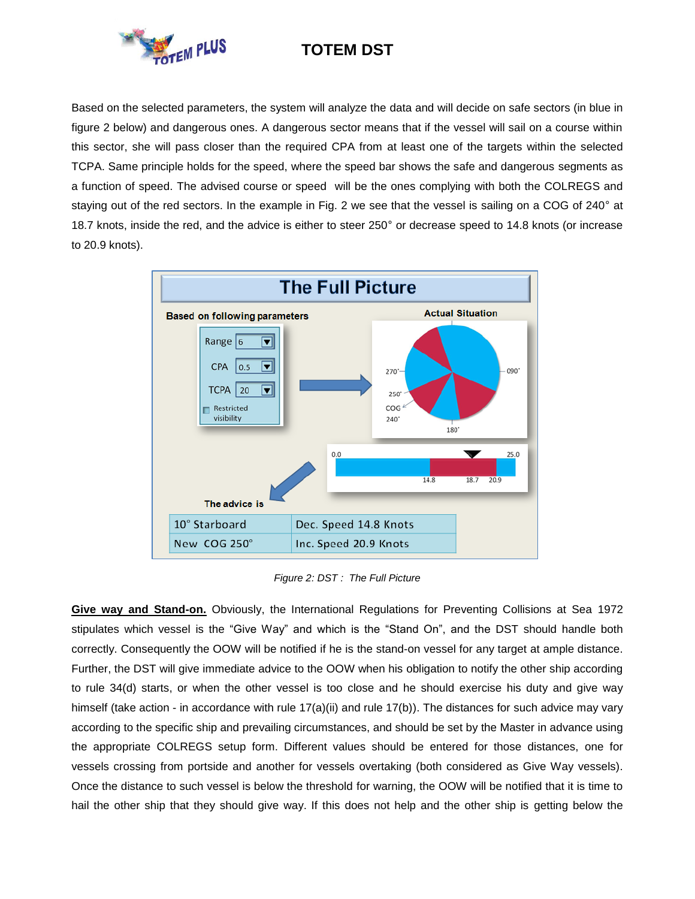Based on the selected parameters, the system will analyze the data and will decide on safe sectors (in blue in figure 2 below) and dangerous ones. A dangerous sector means that if the vessel will sail on a course within this sector, she will pass closer than the required CPA from at least one of the targets within the selected TCPA. Same principle holds for the speed, where the speed bar shows the safe and dangerous segments as a function of speed. The advised course or speed will be the ones complying with both the COLREGS and staying out of the red sectors. In the example in Fig. 2 we see that the vessel is sailing on a COG of 240° at 18.7 knots, inside the red, and the advice is either to steer 250° or decrease speed to 14.8 knots (or increase to 20.9 knots).

*Figure 2: DST : The Full Picture*

**Give way and Stand-on.** Obviously, the International Regulations for Preventing Collisions at Sea 1972 stipulates which vessel is the "Give Way" and which is the "Stand On", and the DST should handle both correctly. Consequently the OOW will be notified if he is the stand-on vessel for any target at ample distance. Further, the DST will give immediate advice to the OOW when his obligation to notify the other ship according to rule 34(d) starts, or when the other vessel is too close and he should exercise his duty and give way himself (take action - in accordance with rule 17(a)(ii) and rule 17(b)). The distances for such advice may vary according to the specific ship and prevailing circumstances, and should be set by the Master in advance using the appropriate COLREGS setup form. Different values should be entered for those distances, one for vessels crossing from portside and another for vessels overtaking (both considered as Give Way vessels). Once the distance to such vessel is below the threshold for warning, the OOW will be notified that it is time to hail the other ship that they should give way. If this does not help and the other ship is getting below the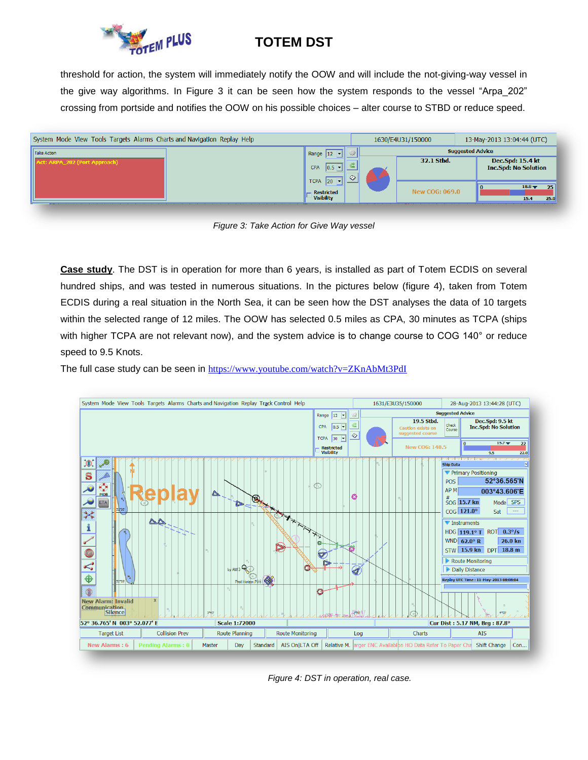threshold for action, the system will immediately notify the OOW and will include the not-giving-way vessel in the give way algorithms. In Figure 3 it can be seen how the system responds to the vessel "Arpa_202" crossing from portside and notifies the OOW on his possible choices – alter course to STBD or reduce speed.

*Figure 3: Take Action for Give Way vessel*

**Case study**. The DST is in operation for more than 6 years, is installed as part of Totem ECDIS on several hundred ships, and was tested in numerous situations. In the pictures below (figure 4), taken from Totem ECDIS during a real situation in the North Sea, it can be seen how the DST analyses the data of 10 targets within the selected range of 12 miles. The OOW has selected 0.5 miles as CPA, 30 minutes as TCPA (ships with higher TCPA are not relevant now), and the system advice is to change course to COG 140° or reduce speed to 9.5 Knots.

The full case study can be seen in https://www.youtube.com/watch?v=ZKnAbMt3PdI

*Figure 4: DST in operation, real case.*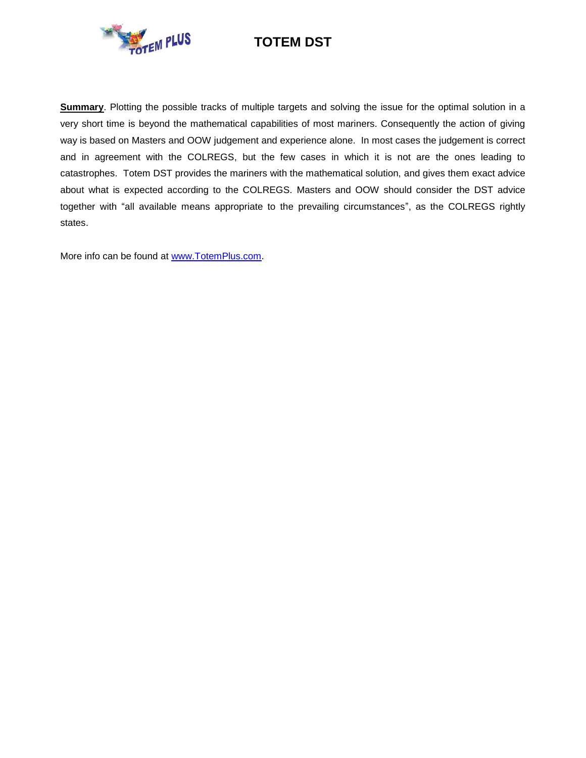# TOTEM DST

**Summary**. Plotting the possible tracks of multiple targets and solving the issue for the optimal solution in a very short time is beyond the mathematical capabilities of most mariners. Consequently the action of giving way is based on Masters and OOW judgement and experience alone. In most cases the judgement is correct and in agreement with the COLREGS, but the few cases in which it is not are the ones leading to catastrophes. Totem DST provides the mariners with the mathematical solution, and gives them exact advice about what is expected according to the COLREGS. Masters and OOW should consider the DST advice together with "all available means appropriate to the prevailing circumstances", as the COLREGS rightly states.

More info can be found at [www.TotemPlus.com](http://www.TotemPlus.com).